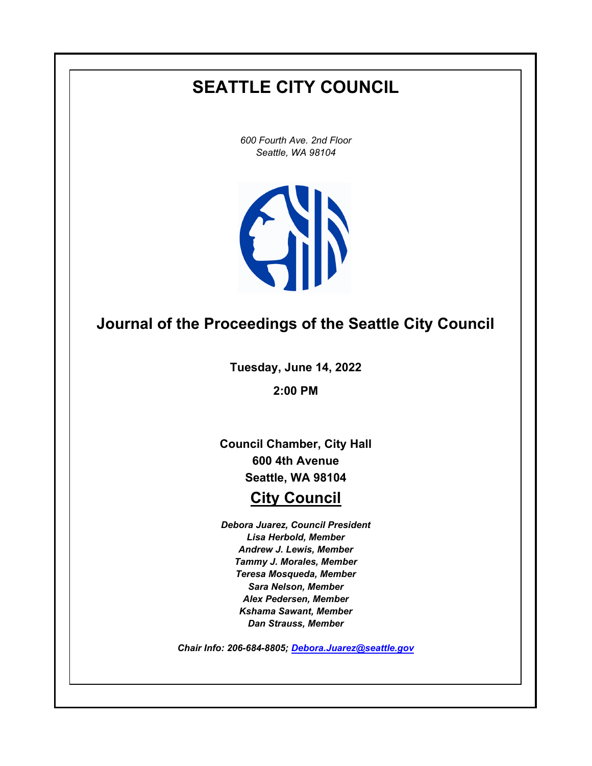# SEATTLE CITY COUNCIL

*600 Fourth Ave. 2nd Floor*
*Seattle, WA 98104*

## Journal of the Proceedings of the Seattle City Council

**Tuesday, June 14, 2022**

**2:00 PM**

**Council Chamber, City Hall**
**600 4th Avenue**
**Seattle, WA 98104**

## City Council

***Debora Juarez, Council President***
***Lisa Herbold, Member***
***Andrew J. Lewis, Member***
***Tammy J. Morales, Member***
***Teresa Mosqueda, Member***
***Sara Nelson, Member***
***Alex Pedersen, Member***
***Kshama Sawant, Member***
***Dan Strauss, Member***

***Chair Info: 206-684-8805; Debora.Juarez@seattle.gov***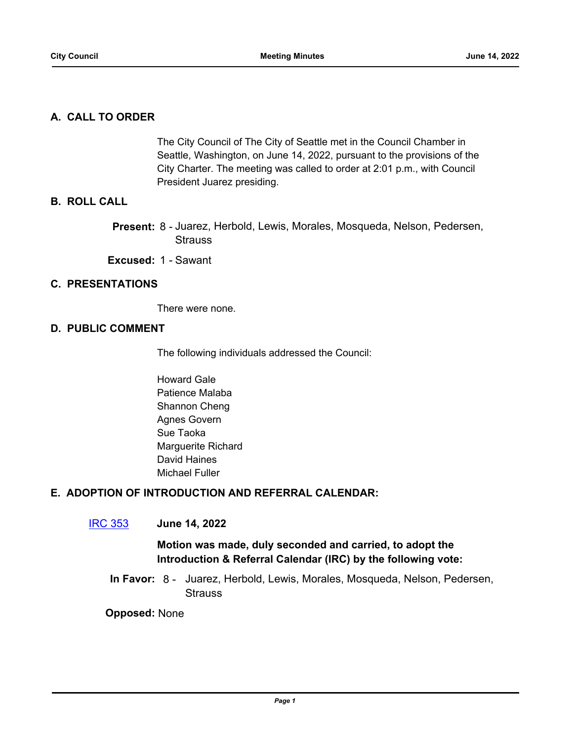## A. CALL TO ORDER

The City Council of The City of Seattle met in the Council Chamber in Seattle, Washington, on June 14, 2022, pursuant to the provisions of the City Charter. The meeting was called to order at 2:01 p.m., with Council President Juarez presiding.

## B. ROLL CALL

**Present:** 8 - Juarez, Herbold, Lewis, Morales, Mosqueda, Nelson, Pedersen, Strauss

**Excused:** 1 - Sawant

## C. PRESENTATIONS

There were none.

## D. PUBLIC COMMENT

The following individuals addressed the Council:

Howard Gale
Patience Malaba
Shannon Cheng
Agnes Govern
Sue Taoka
Marguerite Richard
David Haines
Michael Fuller

## E. ADOPTION OF INTRODUCTION AND REFERRAL CALENDAR:

IRC 353 **June 14, 2022**

**Motion was made, duly seconded and carried, to adopt the Introduction & Referral Calendar (IRC) by the following vote:**

**In Favor:** 8 - Juarez, Herbold, Lewis, Morales, Mosqueda, Nelson, Pedersen, Strauss

**Opposed:** None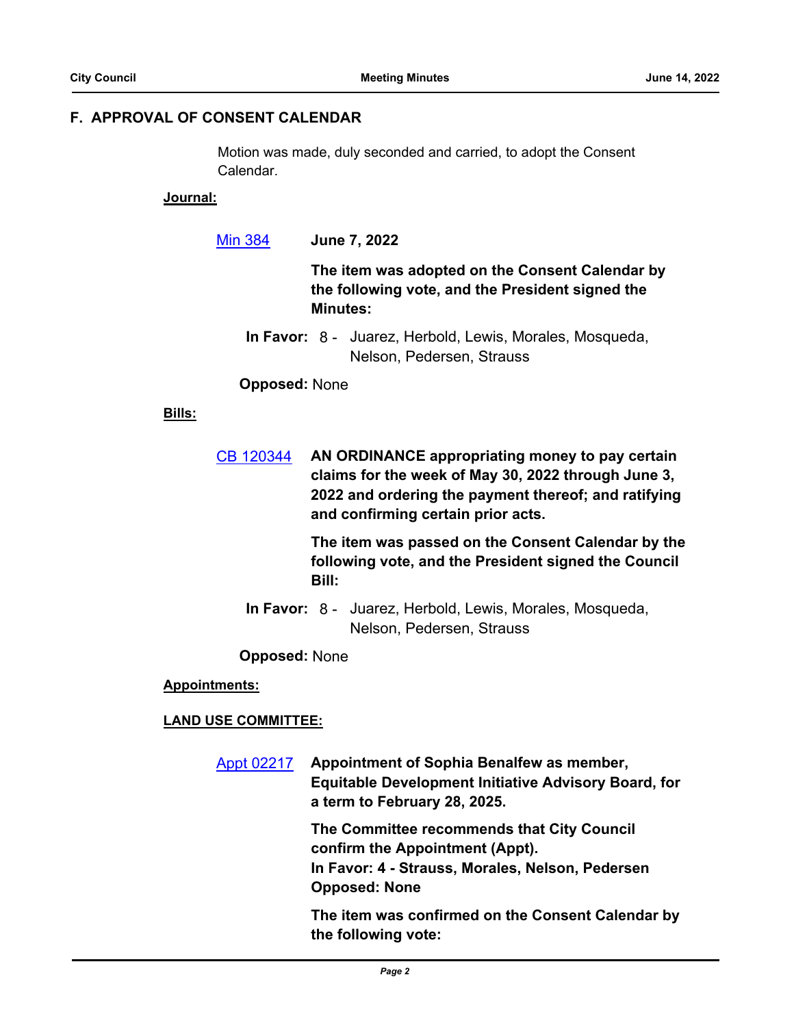## F. APPROVAL OF CONSENT CALENDAR

Motion was made, duly seconded and carried, to adopt the Consent Calendar.

**Journal:**

[Min 384] **June 7, 2022**

**The item was adopted on the Consent Calendar by the following vote, and the President signed the Minutes:**

**In Favor:** 8 - Juarez, Herbold, Lewis, Morales, Mosqueda, Nelson, Pedersen, Strauss

**Opposed:** None

**Bills:**

[CB 120344] **AN ORDINANCE appropriating money to pay certain claims for the week of May 30, 2022 through June 3, 2022 and ordering the payment thereof; and ratifying and confirming certain prior acts.**

**The item was passed on the Consent Calendar by the following vote, and the President signed the Council Bill:**

**In Favor:** 8 - Juarez, Herbold, Lewis, Morales, Mosqueda, Nelson, Pedersen, Strauss

**Opposed:** None

**Appointments:**

**LAND USE COMMITTEE:**

[Appt 02217] **Appointment of Sophia Benalfew as member, Equitable Development Initiative Advisory Board, for a term to February 28, 2025.**

**The Committee recommends that City Council confirm the Appointment (Appt).**
**In Favor: 4 - Strauss, Morales, Nelson, Pedersen**
**Opposed: None**

**The item was confirmed on the Consent Calendar by the following vote:**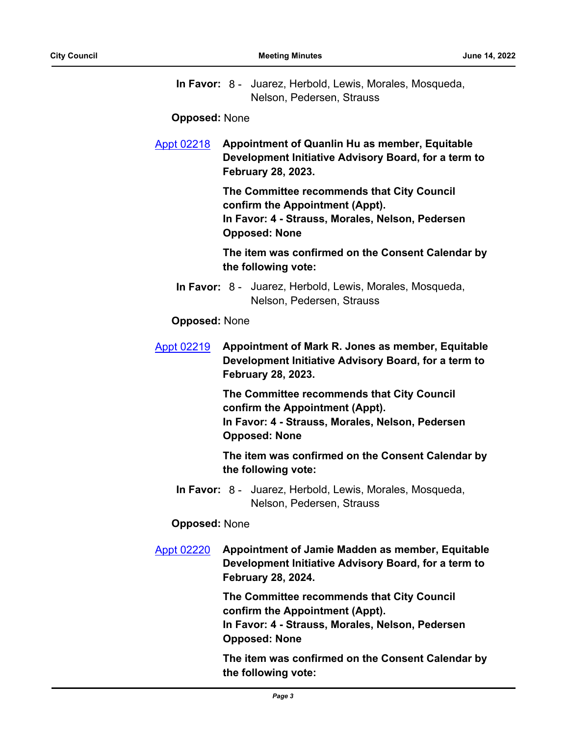**In Favor:** 8 - Juarez, Herbold, Lewis, Morales, Mosqueda, Nelson, Pedersen, Strauss

**Opposed:** None

Appt 02218 **Appointment of Quanlin Hu as member, Equitable Development Initiative Advisory Board, for a term to February 28, 2023.**

**The Committee recommends that City Council confirm the Appointment (Appt).**
**In Favor: 4 - Strauss, Morales, Nelson, Pedersen**
**Opposed: None**

**The item was confirmed on the Consent Calendar by the following vote:**

**In Favor:** 8 - Juarez, Herbold, Lewis, Morales, Mosqueda, Nelson, Pedersen, Strauss

**Opposed:** None

Appt 02219 **Appointment of Mark R. Jones as member, Equitable Development Initiative Advisory Board, for a term to February 28, 2023.**

**The Committee recommends that City Council confirm the Appointment (Appt).**
**In Favor: 4 - Strauss, Morales, Nelson, Pedersen**
**Opposed: None**

**The item was confirmed on the Consent Calendar by the following vote:**

**In Favor:** 8 - Juarez, Herbold, Lewis, Morales, Mosqueda, Nelson, Pedersen, Strauss

**Opposed:** None

Appt 02220 **Appointment of Jamie Madden as member, Equitable Development Initiative Advisory Board, for a term to February 28, 2024.**

**The Committee recommends that City Council confirm the Appointment (Appt).**
**In Favor: 4 - Strauss, Morales, Nelson, Pedersen**
**Opposed: None**

**The item was confirmed on the Consent Calendar by the following vote:**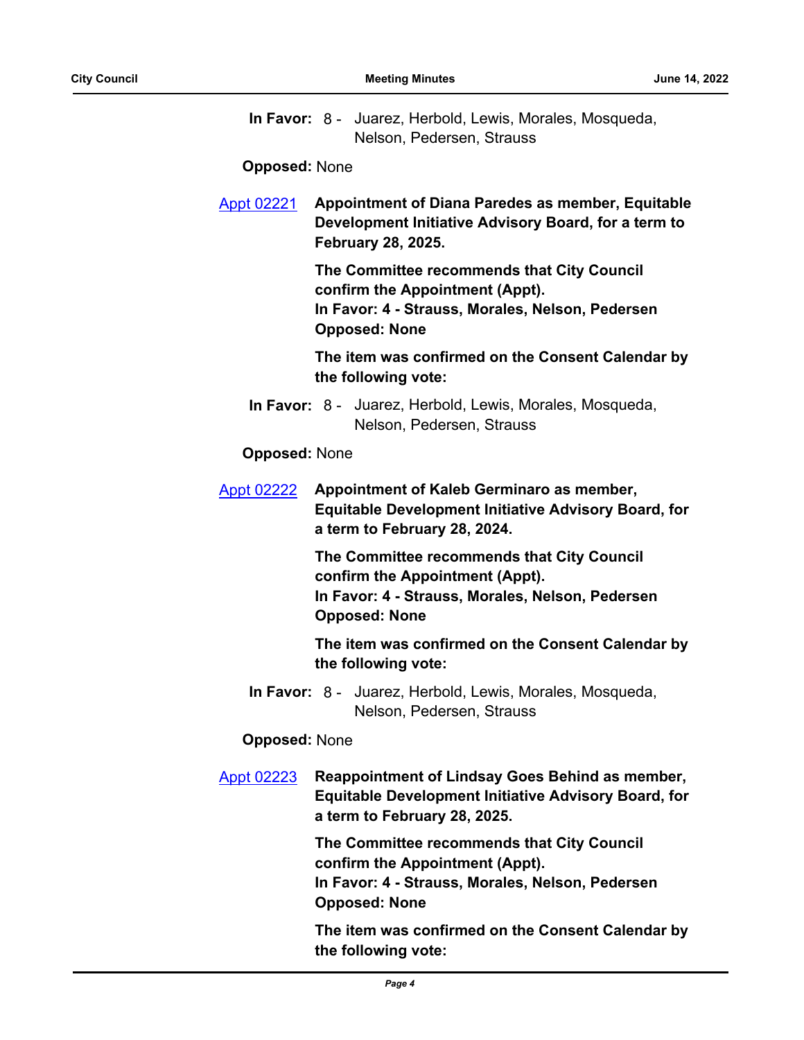**In Favor:** 8 - Juarez, Herbold, Lewis, Morales, Mosqueda, Nelson, Pedersen, Strauss

**Opposed:** None

[Appt 02221] **Appointment of Diana Paredes as member, Equitable Development Initiative Advisory Board, for a term to February 28, 2025.**

**The Committee recommends that City Council confirm the Appointment (Appt).**
**In Favor: 4 - Strauss, Morales, Nelson, Pedersen**
**Opposed: None**

**The item was confirmed on the Consent Calendar by the following vote:**

**In Favor:** 8 - Juarez, Herbold, Lewis, Morales, Mosqueda, Nelson, Pedersen, Strauss

**Opposed:** None

[Appt 02222] **Appointment of Kaleb Germinaro as member, Equitable Development Initiative Advisory Board, for a term to February 28, 2024.**

**The Committee recommends that City Council confirm the Appointment (Appt).**
**In Favor: 4 - Strauss, Morales, Nelson, Pedersen**
**Opposed: None**

**The item was confirmed on the Consent Calendar by the following vote:**

**In Favor:** 8 - Juarez, Herbold, Lewis, Morales, Mosqueda, Nelson, Pedersen, Strauss

**Opposed:** None

[Appt 02223] **Reappointment of Lindsay Goes Behind as member, Equitable Development Initiative Advisory Board, for a term to February 28, 2025.**

**The Committee recommends that City Council confirm the Appointment (Appt).**
**In Favor: 4 - Strauss, Morales, Nelson, Pedersen**
**Opposed: None**

**The item was confirmed on the Consent Calendar by the following vote:**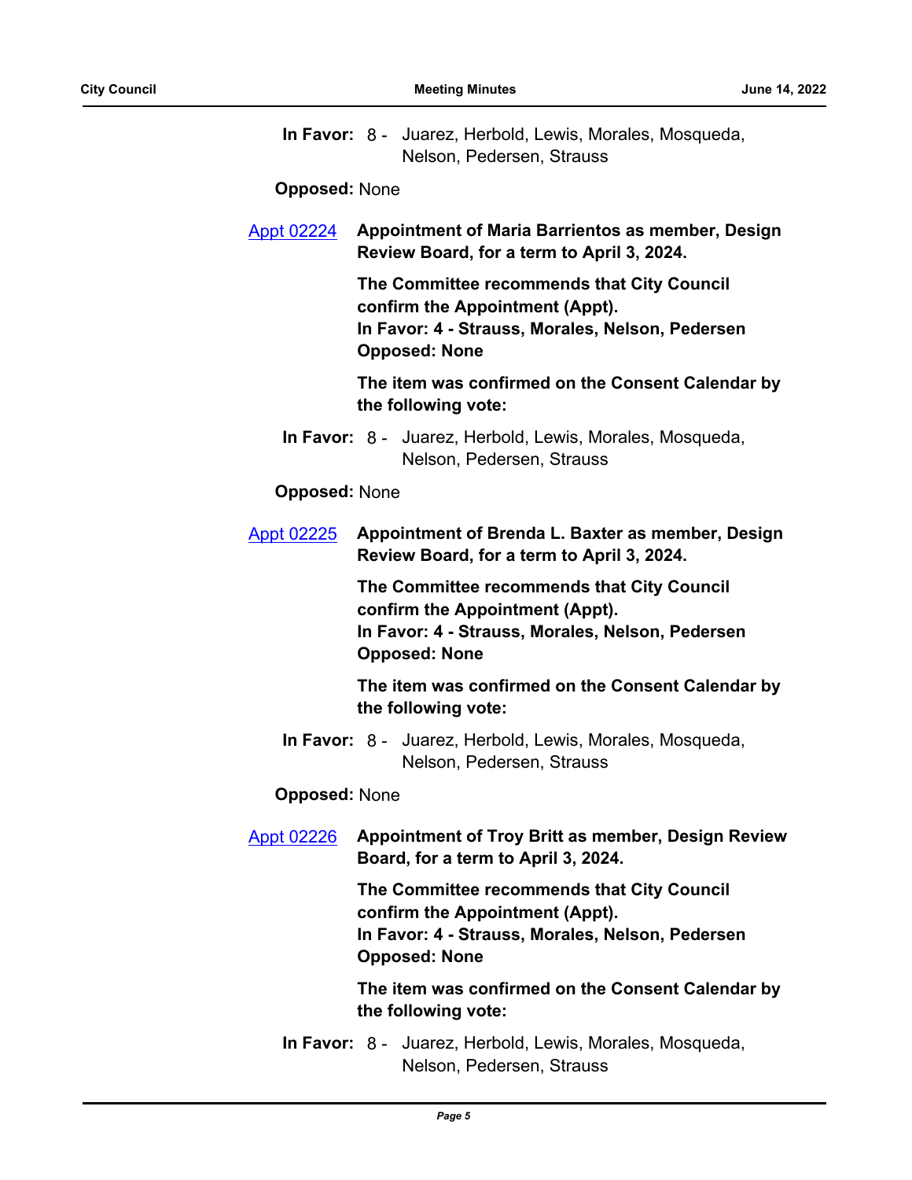**In Favor:** 8 - Juarez, Herbold, Lewis, Morales, Mosqueda, Nelson, Pedersen, Strauss

**Opposed:** None

[Appt 02224] **Appointment of Maria Barrientos as member, Design Review Board, for a term to April 3, 2024.**

**The Committee recommends that City Council confirm the Appointment (Appt).**
**In Favor: 4 - Strauss, Morales, Nelson, Pedersen**
**Opposed: None**

**The item was confirmed on the Consent Calendar by the following vote:**

**In Favor:** 8 - Juarez, Herbold, Lewis, Morales, Mosqueda, Nelson, Pedersen, Strauss

**Opposed:** None

[Appt 02225] **Appointment of Brenda L. Baxter as member, Design Review Board, for a term to April 3, 2024.**

**The Committee recommends that City Council confirm the Appointment (Appt).**
**In Favor: 4 - Strauss, Morales, Nelson, Pedersen**
**Opposed: None**

**The item was confirmed on the Consent Calendar by the following vote:**

**In Favor:** 8 - Juarez, Herbold, Lewis, Morales, Mosqueda, Nelson, Pedersen, Strauss

**Opposed:** None

[Appt 02226] **Appointment of Troy Britt as member, Design Review Board, for a term to April 3, 2024.**

**The Committee recommends that City Council confirm the Appointment (Appt).**
**In Favor: 4 - Strauss, Morales, Nelson, Pedersen**
**Opposed: None**

**The item was confirmed on the Consent Calendar by the following vote:**

**In Favor:** 8 - Juarez, Herbold, Lewis, Morales, Mosqueda, Nelson, Pedersen, Strauss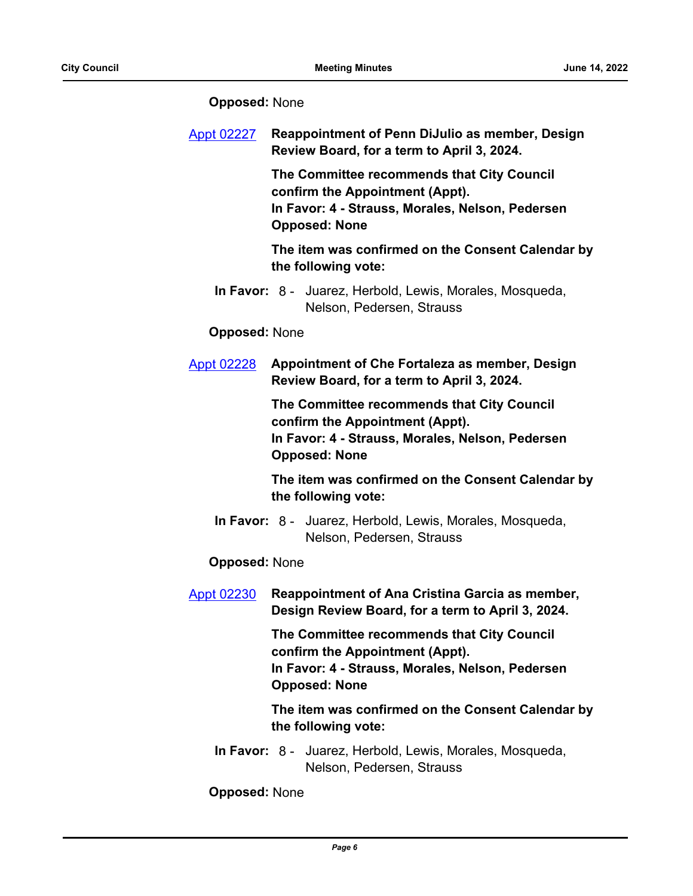**Opposed:** None

[Appt 02227] **Reappointment of Penn DiJulio as member, Design Review Board, for a term to April 3, 2024.**

**The Committee recommends that City Council confirm the Appointment (Appt).**
**In Favor: 4 - Strauss, Morales, Nelson, Pedersen**
**Opposed: None**

**The item was confirmed on the Consent Calendar by the following vote:**

**In Favor:** 8 - Juarez, Herbold, Lewis, Morales, Mosqueda, Nelson, Pedersen, Strauss

**Opposed:** None

[Appt 02228] **Appointment of Che Fortaleza as member, Design Review Board, for a term to April 3, 2024.**

**The Committee recommends that City Council confirm the Appointment (Appt).**
**In Favor: 4 - Strauss, Morales, Nelson, Pedersen**
**Opposed: None**

**The item was confirmed on the Consent Calendar by the following vote:**

**In Favor:** 8 - Juarez, Herbold, Lewis, Morales, Mosqueda, Nelson, Pedersen, Strauss

**Opposed:** None

[Appt 02230] **Reappointment of Ana Cristina Garcia as member, Design Review Board, for a term to April 3, 2024.**

**The Committee recommends that City Council confirm the Appointment (Appt).**
**In Favor: 4 - Strauss, Morales, Nelson, Pedersen**
**Opposed: None**

**The item was confirmed on the Consent Calendar by the following vote:**

**In Favor:** 8 - Juarez, Herbold, Lewis, Morales, Mosqueda, Nelson, Pedersen, Strauss

**Opposed:** None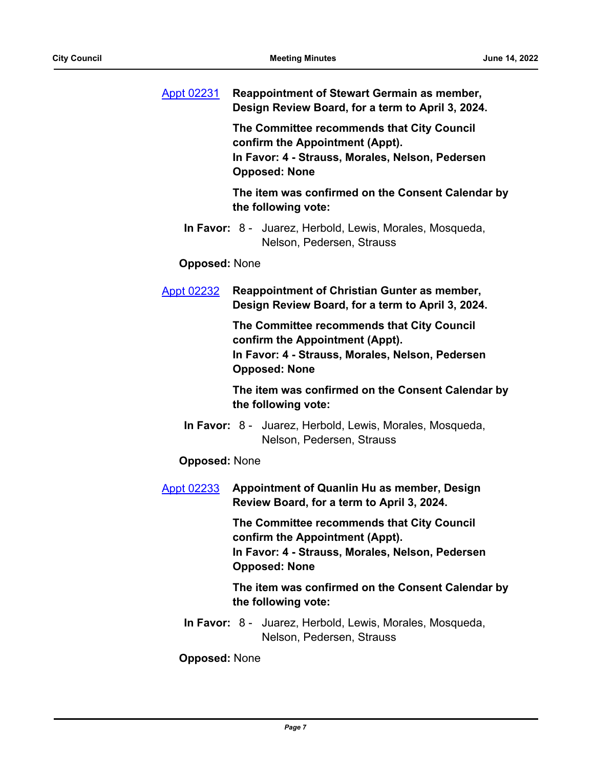Appt 02231 **Reappointment of Stewart Germain as member, Design Review Board, for a term to April 3, 2024.**

**The Committee recommends that City Council confirm the Appointment (Appt).**
**In Favor: 4 - Strauss, Morales, Nelson, Pedersen**
**Opposed: None**

**The item was confirmed on the Consent Calendar by the following vote:**

**In Favor:** 8 - Juarez, Herbold, Lewis, Morales, Mosqueda, Nelson, Pedersen, Strauss

**Opposed:** None

Appt 02232 **Reappointment of Christian Gunter as member, Design Review Board, for a term to April 3, 2024.**

**The Committee recommends that City Council confirm the Appointment (Appt).**
**In Favor: 4 - Strauss, Morales, Nelson, Pedersen**
**Opposed: None**

**The item was confirmed on the Consent Calendar by the following vote:**

**In Favor:** 8 - Juarez, Herbold, Lewis, Morales, Mosqueda, Nelson, Pedersen, Strauss

**Opposed:** None

Appt 02233 **Appointment of Quanlin Hu as member, Design Review Board, for a term to April 3, 2024.**

**The Committee recommends that City Council confirm the Appointment (Appt).**
**In Favor: 4 - Strauss, Morales, Nelson, Pedersen**
**Opposed: None**

**The item was confirmed on the Consent Calendar by the following vote:**

**In Favor:** 8 - Juarez, Herbold, Lewis, Morales, Mosqueda, Nelson, Pedersen, Strauss

**Opposed:** None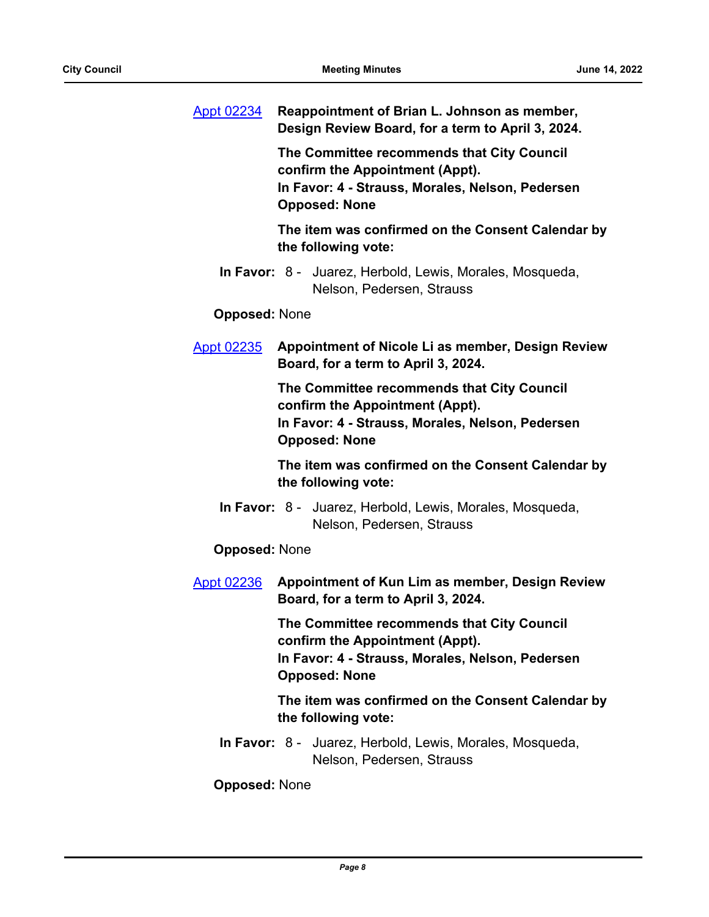[Appt 02234] **Reappointment of Brian L. Johnson as member, Design Review Board, for a term to April 3, 2024.**

**The Committee recommends that City Council confirm the Appointment (Appt).**
**In Favor: 4 - Strauss, Morales, Nelson, Pedersen**
**Opposed: None**

**The item was confirmed on the Consent Calendar by the following vote:**

**In Favor:** 8 - Juarez, Herbold, Lewis, Morales, Mosqueda, Nelson, Pedersen, Strauss

**Opposed:** None

[Appt 02235] **Appointment of Nicole Li as member, Design Review Board, for a term to April 3, 2024.**

**The Committee recommends that City Council confirm the Appointment (Appt).**
**In Favor: 4 - Strauss, Morales, Nelson, Pedersen**
**Opposed: None**

**The item was confirmed on the Consent Calendar by the following vote:**

**In Favor:** 8 - Juarez, Herbold, Lewis, Morales, Mosqueda, Nelson, Pedersen, Strauss

**Opposed:** None

[Appt 02236] **Appointment of Kun Lim as member, Design Review Board, for a term to April 3, 2024.**

**The Committee recommends that City Council confirm the Appointment (Appt).**
**In Favor: 4 - Strauss, Morales, Nelson, Pedersen**
**Opposed: None**

**The item was confirmed on the Consent Calendar by the following vote:**

**In Favor:** 8 - Juarez, Herbold, Lewis, Morales, Mosqueda, Nelson, Pedersen, Strauss

**Opposed:** None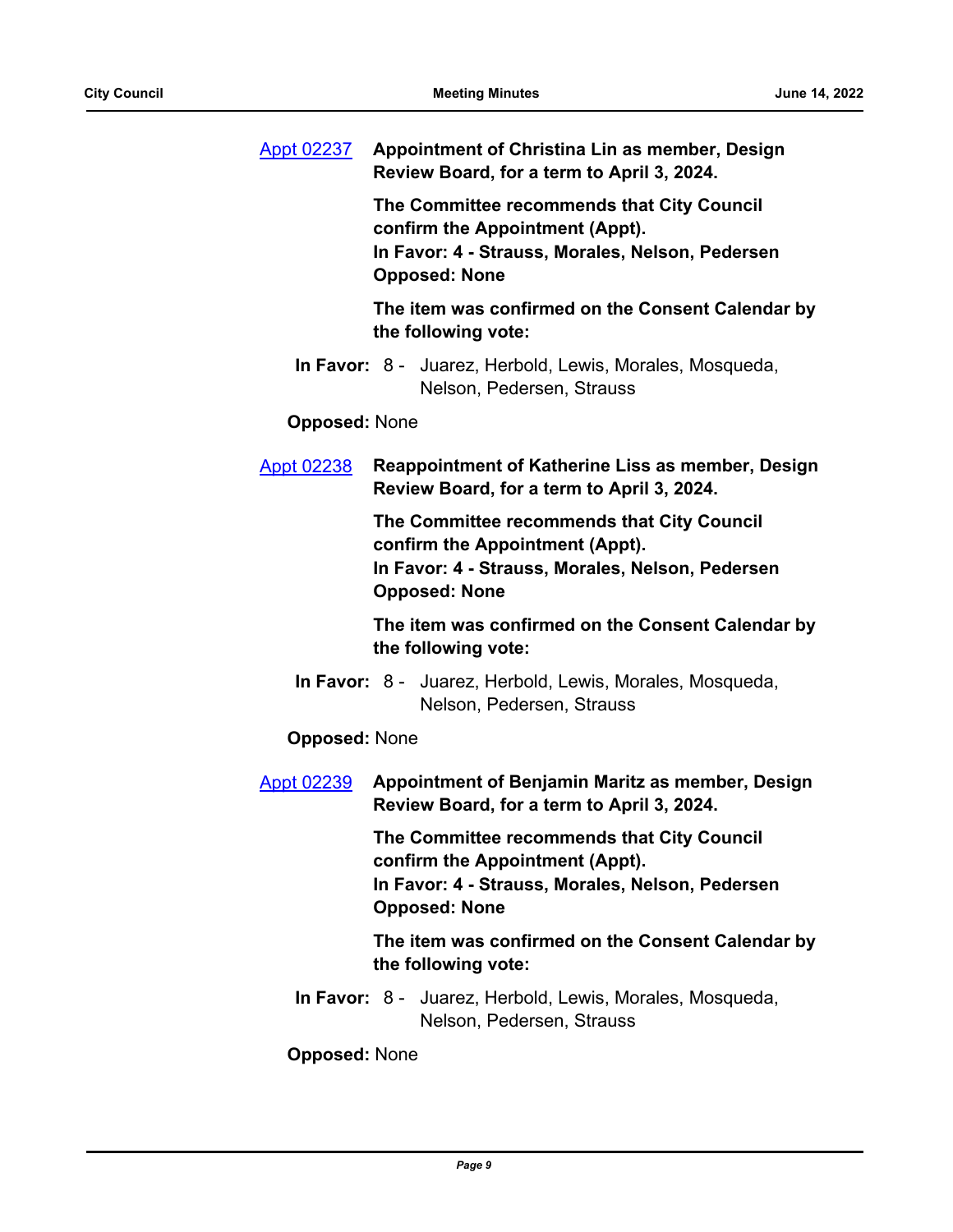[Appt 02237](#) **Appointment of Christina Lin as member, Design Review Board, for a term to April 3, 2024.**

**The Committee recommends that City Council confirm the Appointment (Appt).**
**In Favor: 4 - Strauss, Morales, Nelson, Pedersen**
**Opposed: None**

**The item was confirmed on the Consent Calendar by the following vote:**

**In Favor:** 8 - Juarez, Herbold, Lewis, Morales, Mosqueda, Nelson, Pedersen, Strauss

**Opposed:** None

[Appt 02238](#) **Reappointment of Katherine Liss as member, Design Review Board, for a term to April 3, 2024.**

**The Committee recommends that City Council confirm the Appointment (Appt).**
**In Favor: 4 - Strauss, Morales, Nelson, Pedersen**
**Opposed: None**

**The item was confirmed on the Consent Calendar by the following vote:**

**In Favor:** 8 - Juarez, Herbold, Lewis, Morales, Mosqueda, Nelson, Pedersen, Strauss

**Opposed:** None

[Appt 02239](#) **Appointment of Benjamin Maritz as member, Design Review Board, for a term to April 3, 2024.**

**The Committee recommends that City Council confirm the Appointment (Appt).**
**In Favor: 4 - Strauss, Morales, Nelson, Pedersen**
**Opposed: None**

**The item was confirmed on the Consent Calendar by the following vote:**

**In Favor:** 8 - Juarez, Herbold, Lewis, Morales, Mosqueda, Nelson, Pedersen, Strauss

**Opposed:** None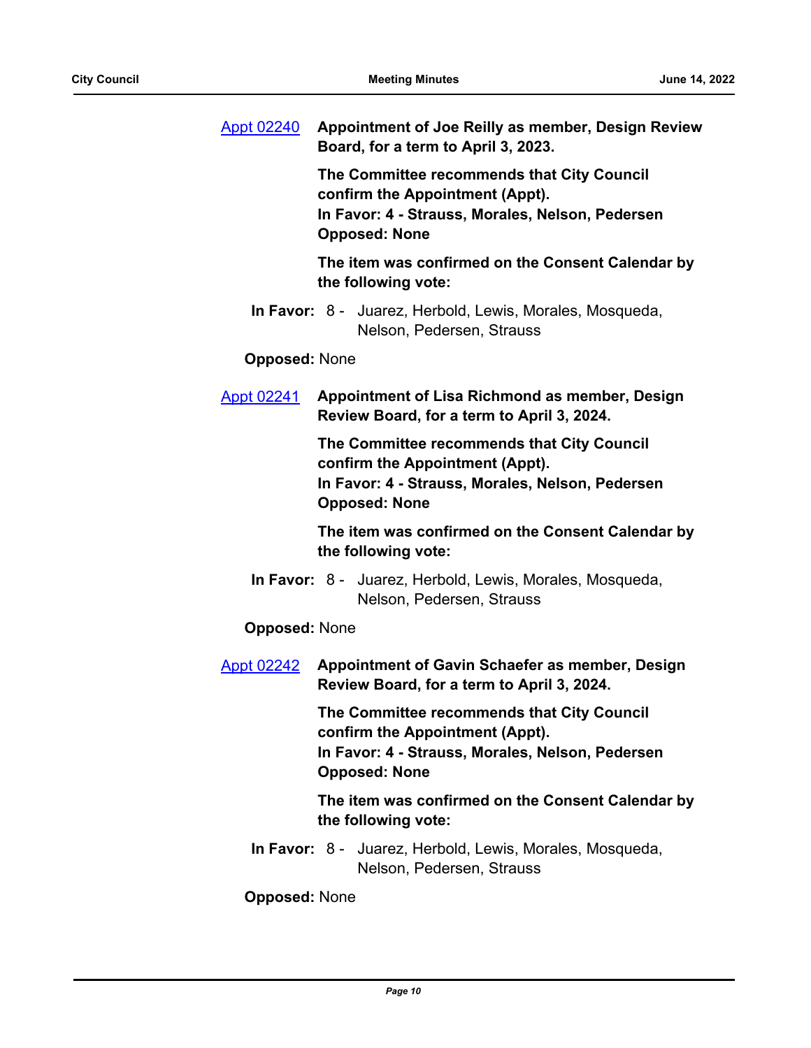[Appt 02240](#) **Appointment of Joe Reilly as member, Design Review Board, for a term to April 3, 2023.**

**The Committee recommends that City Council confirm the Appointment (Appt).**
**In Favor: 4 - Strauss, Morales, Nelson, Pedersen**
**Opposed: None**

**The item was confirmed on the Consent Calendar by the following vote:**

**In Favor:** 8 - Juarez, Herbold, Lewis, Morales, Mosqueda, Nelson, Pedersen, Strauss

**Opposed:** None

[Appt 02241](#) **Appointment of Lisa Richmond as member, Design Review Board, for a term to April 3, 2024.**

**The Committee recommends that City Council confirm the Appointment (Appt).**
**In Favor: 4 - Strauss, Morales, Nelson, Pedersen**
**Opposed: None**

**The item was confirmed on the Consent Calendar by the following vote:**

**In Favor:** 8 - Juarez, Herbold, Lewis, Morales, Mosqueda, Nelson, Pedersen, Strauss

**Opposed:** None

[Appt 02242](#) **Appointment of Gavin Schaefer as member, Design Review Board, for a term to April 3, 2024.**

**The Committee recommends that City Council confirm the Appointment (Appt).**
**In Favor: 4 - Strauss, Morales, Nelson, Pedersen**
**Opposed: None**

**The item was confirmed on the Consent Calendar by the following vote:**

**In Favor:** 8 - Juarez, Herbold, Lewis, Morales, Mosqueda, Nelson, Pedersen, Strauss

**Opposed:** None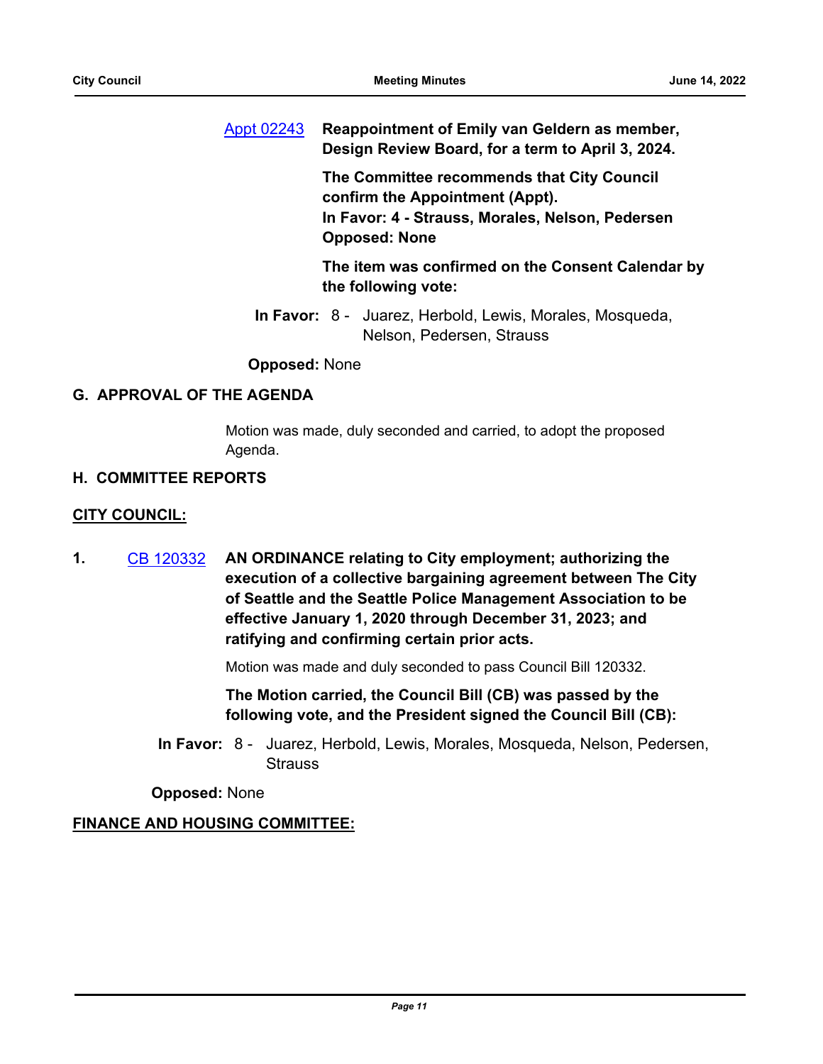Appt 02243 **Reappointment of Emily van Geldern as member, Design Review Board, for a term to April 3, 2024.**

**The Committee recommends that City Council confirm the Appointment (Appt).**
**In Favor: 4 - Strauss, Morales, Nelson, Pedersen**
**Opposed: None**

**The item was confirmed on the Consent Calendar by the following vote:**

**In Favor:** 8 - Juarez, Herbold, Lewis, Morales, Mosqueda, Nelson, Pedersen, Strauss

**Opposed:** None

## G. APPROVAL OF THE AGENDA

Motion was made, duly seconded and carried, to adopt the proposed Agenda.

## H. COMMITTEE REPORTS

**CITY COUNCIL:**

**1.** CB 120332 **AN ORDINANCE relating to City employment; authorizing the execution of a collective bargaining agreement between The City of Seattle and the Seattle Police Management Association to be effective January 1, 2020 through December 31, 2023; and ratifying and confirming certain prior acts.**

Motion was made and duly seconded to pass Council Bill 120332.

**The Motion carried, the Council Bill (CB) was passed by the following vote, and the President signed the Council Bill (CB):**

**In Favor:** 8 - Juarez, Herbold, Lewis, Morales, Mosqueda, Nelson, Pedersen, Strauss

**Opposed:** None

**FINANCE AND HOUSING COMMITTEE:**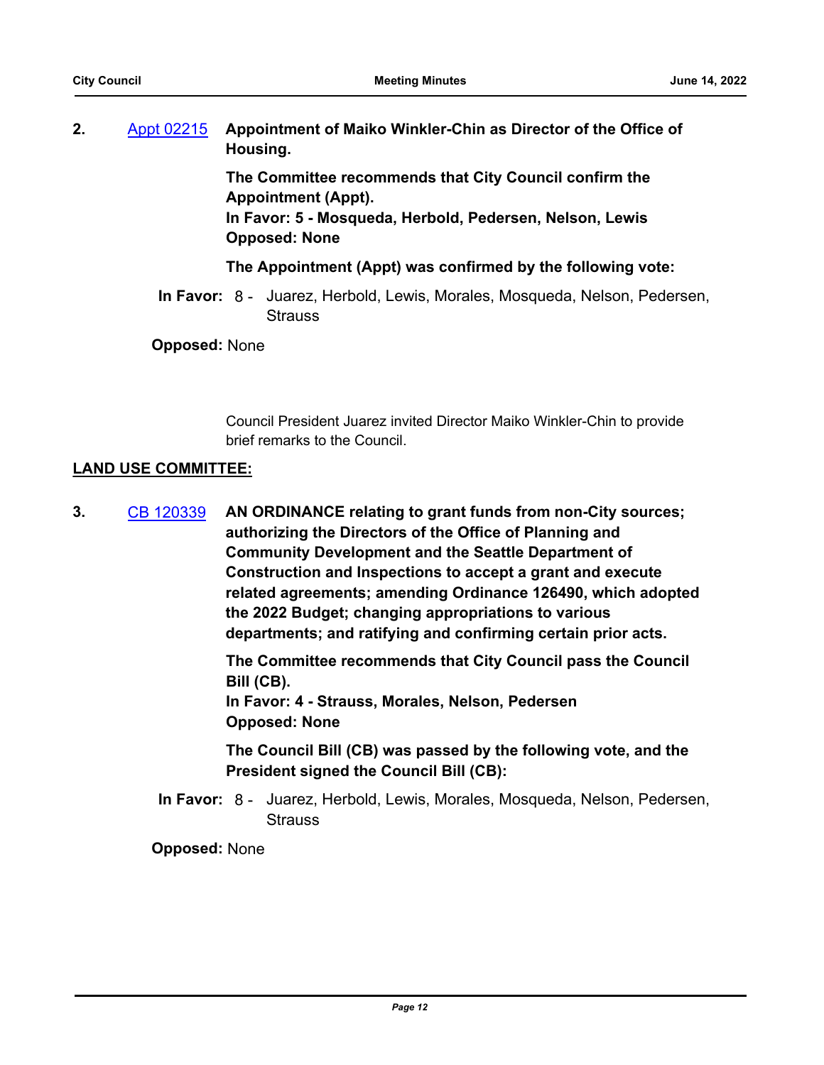**2.** [Appt 02215](#) **Appointment of Maiko Winkler-Chin as Director of the Office of Housing.**

**The Committee recommends that City Council confirm the Appointment (Appt).**
**In Favor: 5 - Mosqueda, Herbold, Pedersen, Nelson, Lewis**
**Opposed: None**

**The Appointment (Appt) was confirmed by the following vote:**

**In Favor:** 8 - Juarez, Herbold, Lewis, Morales, Mosqueda, Nelson, Pedersen, Strauss

**Opposed:** None

Council President Juarez invited Director Maiko Winkler-Chin to provide brief remarks to the Council.

## LAND USE COMMITTEE:

**3.** [CB 120339](#) **AN ORDINANCE relating to grant funds from non-City sources; authorizing the Directors of the Office of Planning and Community Development and the Seattle Department of Construction and Inspections to accept a grant and execute related agreements; amending Ordinance 126490, which adopted the 2022 Budget; changing appropriations to various departments; and ratifying and confirming certain prior acts.**

**The Committee recommends that City Council pass the Council Bill (CB).**
**In Favor: 4 - Strauss, Morales, Nelson, Pedersen**
**Opposed: None**

**The Council Bill (CB) was passed by the following vote, and the President signed the Council Bill (CB):**

**In Favor:** 8 - Juarez, Herbold, Lewis, Morales, Mosqueda, Nelson, Pedersen, Strauss

**Opposed:** None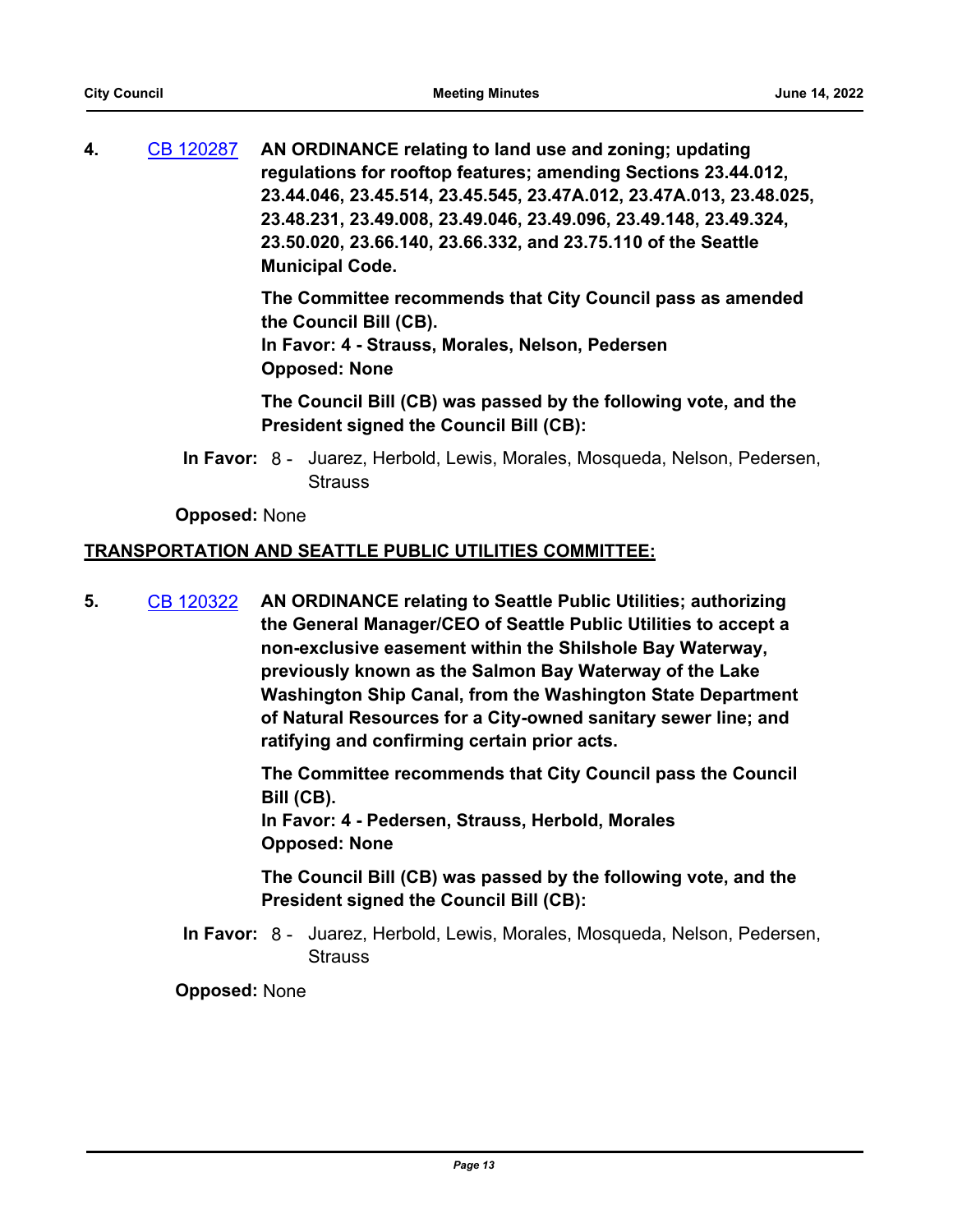**4.** [CB 120287](#) **AN ORDINANCE relating to land use and zoning; updating regulations for rooftop features; amending Sections 23.44.012, 23.44.046, 23.45.514, 23.45.545, 23.47A.012, 23.47A.013, 23.48.025, 23.48.231, 23.49.008, 23.49.046, 23.49.096, 23.49.148, 23.49.324, 23.50.020, 23.66.140, 23.66.332, and 23.75.110 of the Seattle Municipal Code.**

**The Committee recommends that City Council pass as amended the Council Bill (CB).**
**In Favor: 4 - Strauss, Morales, Nelson, Pedersen**
**Opposed: None**

**The Council Bill (CB) was passed by the following vote, and the President signed the Council Bill (CB):**

**In Favor:** 8 - Juarez, Herbold, Lewis, Morales, Mosqueda, Nelson, Pedersen, Strauss

**Opposed:** None

## TRANSPORTATION AND SEATTLE PUBLIC UTILITIES COMMITTEE:

**5.** [CB 120322](#) **AN ORDINANCE relating to Seattle Public Utilities; authorizing the General Manager/CEO of Seattle Public Utilities to accept a non-exclusive easement within the Shilshole Bay Waterway, previously known as the Salmon Bay Waterway of the Lake Washington Ship Canal, from the Washington State Department of Natural Resources for a City-owned sanitary sewer line; and ratifying and confirming certain prior acts.**

**The Committee recommends that City Council pass the Council Bill (CB).**
**In Favor: 4 - Pedersen, Strauss, Herbold, Morales**
**Opposed: None**

**The Council Bill (CB) was passed by the following vote, and the President signed the Council Bill (CB):**

**In Favor:** 8 - Juarez, Herbold, Lewis, Morales, Mosqueda, Nelson, Pedersen, Strauss

**Opposed:** None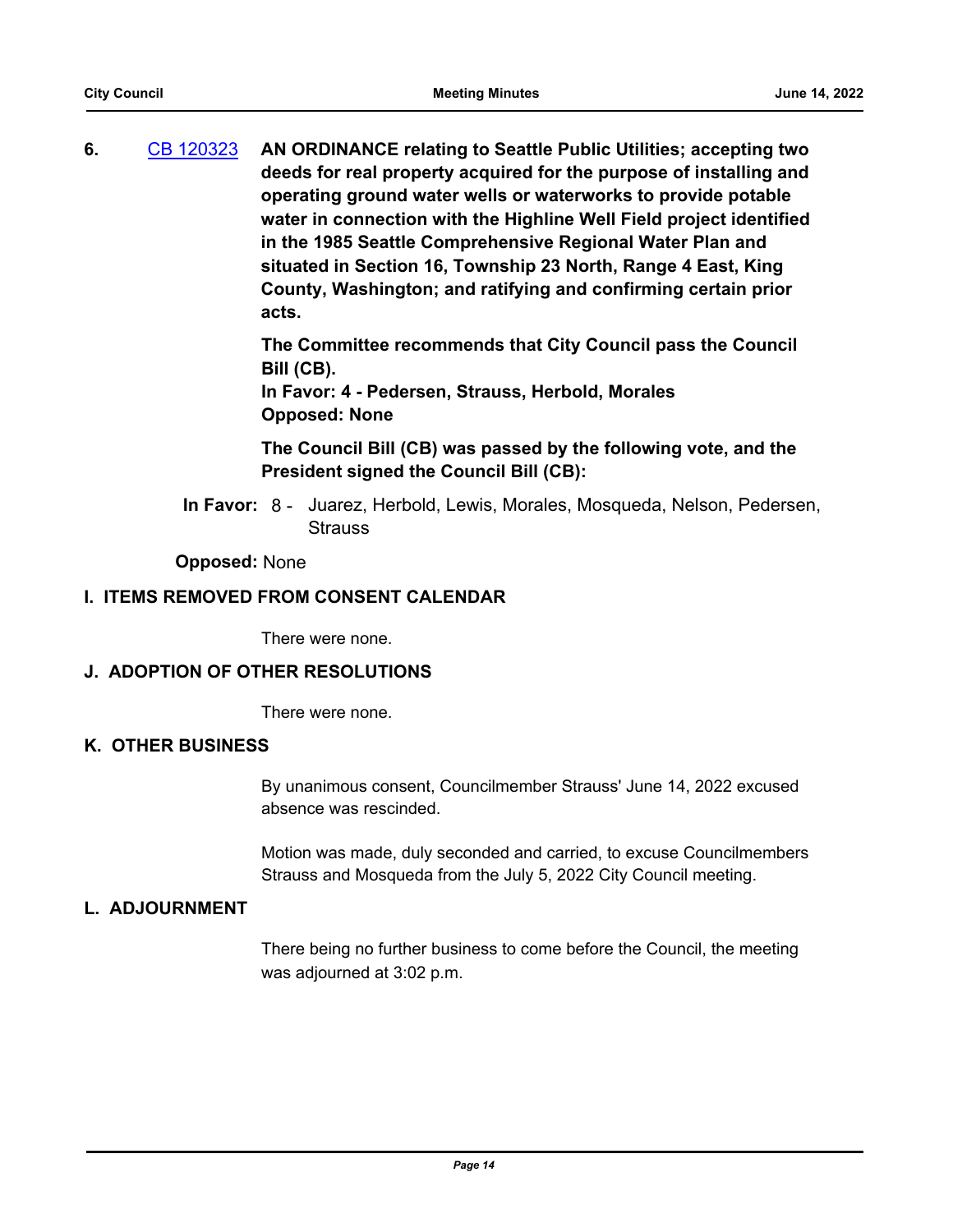**6.** CB 120323 **AN ORDINANCE relating to Seattle Public Utilities; accepting two deeds for real property acquired for the purpose of installing and operating ground water wells or waterworks to provide potable water in connection with the Highline Well Field project identified in the 1985 Seattle Comprehensive Regional Water Plan and situated in Section 16, Township 23 North, Range 4 East, King County, Washington; and ratifying and confirming certain prior acts.**

**The Committee recommends that City Council pass the Council Bill (CB).**
**In Favor: 4 - Pedersen, Strauss, Herbold, Morales**
**Opposed: None**

**The Council Bill (CB) was passed by the following vote, and the President signed the Council Bill (CB):**

**In Favor:** 8 - Juarez, Herbold, Lewis, Morales, Mosqueda, Nelson, Pedersen, Strauss

**Opposed:** None

## I. ITEMS REMOVED FROM CONSENT CALENDAR

There were none.

## J. ADOPTION OF OTHER RESOLUTIONS

There were none.

## K. OTHER BUSINESS

By unanimous consent, Councilmember Strauss' June 14, 2022 excused absence was rescinded.

Motion was made, duly seconded and carried, to excuse Councilmembers Strauss and Mosqueda from the July 5, 2022 City Council meeting.

## L. ADJOURNMENT

There being no further business to come before the Council, the meeting was adjourned at 3:02 p.m.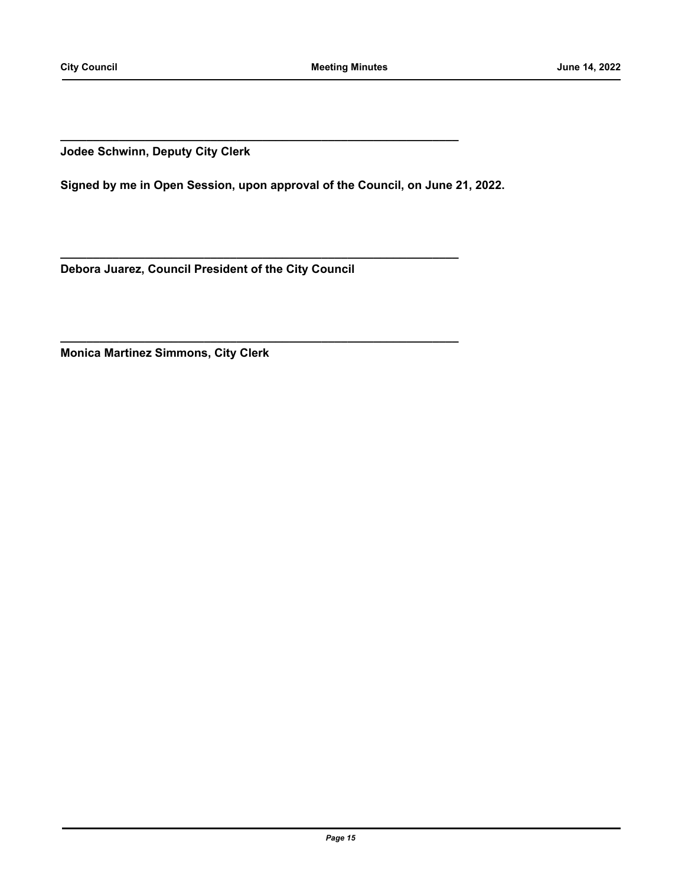\_\_\_\_\_\_\_\_\_\_\_\_\_\_\_\_\_\_\_\_\_\_\_\_\_\_\_\_\_\_\_\_\_\_\_\_\_\_\_\_\_\_\_\_\_\_\_\_\_\_\_\_\_\_\_\_\_\_\_\_

**Jodee Schwinn, Deputy City Clerk**

**Signed by me in Open Session, upon approval of the Council, on June 21, 2022.**

\_\_\_\_\_\_\_\_\_\_\_\_\_\_\_\_\_\_\_\_\_\_\_\_\_\_\_\_\_\_\_\_\_\_\_\_\_\_\_\_\_\_\_\_\_\_\_\_\_\_\_\_\_\_\_\_\_\_\_\_

**Debora Juarez, Council President of the City Council**

\_\_\_\_\_\_\_\_\_\_\_\_\_\_\_\_\_\_\_\_\_\_\_\_\_\_\_\_\_\_\_\_\_\_\_\_\_\_\_\_\_\_\_\_\_\_\_\_\_\_\_\_\_\_\_\_\_\_\_\_

**Monica Martinez Simmons, City Clerk**